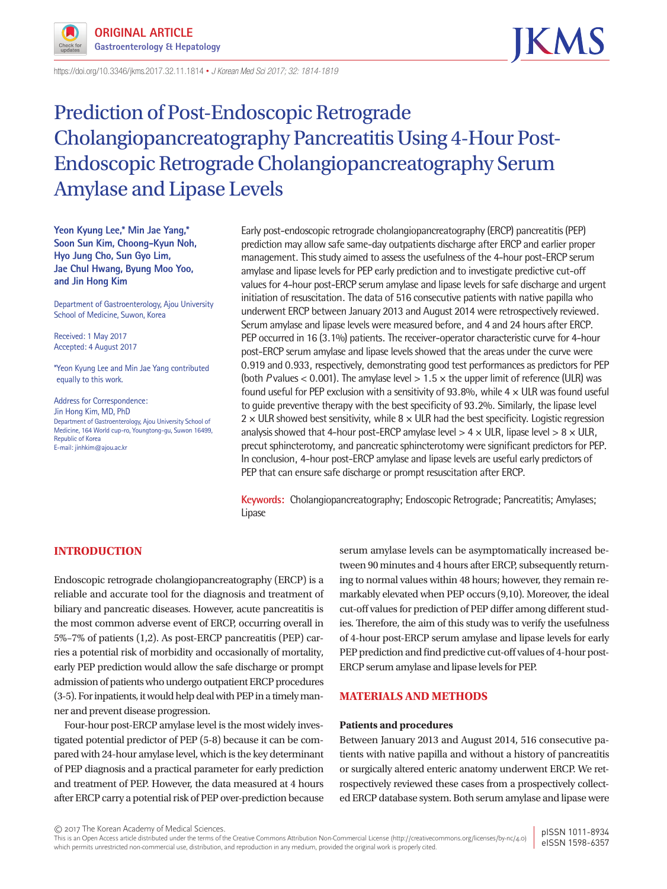ORIGINAL ARTICLE
Gastroenterology & Hepatology

https://doi.org/10.3346/jkms.2017.32.11.1814 • *J Korean Med Sci 2017; 32: 1814-1819*

# Prediction of Post-Endoscopic Retrograde Cholangiopancreatography Pancreatitis Using 4-Hour Post-Endoscopic Retrograde Cholangiopancreatography Serum Amylase and Lipase Levels

**Yeon Kyung Lee,\* Min Jae Yang,\* Soon Sun Kim, Choong-Kyun Noh, Hyo Jung Cho, Sun Gyo Lim, Jae Chul Hwang, Byung Moo Yoo, and Jin Hong Kim**

Department of Gastroenterology, Ajou University School of Medicine, Suwon, Korea

Received: 1 May 2017
Accepted: 4 August 2017

\*Yeon Kyung Lee and Min Jae Yang contributed equally to this work.

Address for Correspondence:
Jin Hong Kim, MD, PhD
Department of Gastroenterology, Ajou University School of Medicine, 164 World cup-ro, Youngtong-gu, Suwon 16499, Republic of Korea
E-mail: jinhkim@ajou.ac.kr

Early post-endoscopic retrograde cholangiopancreatography (ERCP) pancreatitis (PEP) prediction may allow safe same-day outpatients discharge after ERCP and earlier proper management. This study aimed to assess the usefulness of the 4-hour post-ERCP serum amylase and lipase levels for PEP early prediction and to investigate predictive cut-off values for 4-hour post-ERCP serum amylase and lipase levels for safe discharge and urgent initiation of resuscitation. The data of 516 consecutive patients with native papilla who underwent ERCP between January 2013 and August 2014 were retrospectively reviewed. Serum amylase and lipase levels were measured before, and 4 and 24 hours after ERCP. PEP occurred in 16 (3.1%) patients. The receiver-operator characteristic curve for 4-hour post-ERCP serum amylase and lipase levels showed that the areas under the curve were 0.919 and 0.933, respectively, demonstrating good test performances as predictors for PEP (both $P$ values < 0.001). The amylase level > 1.5 × the upper limit of reference (ULR) was found useful for PEP exclusion with a sensitivity of 93.8%, while 4 × ULR was found useful to guide preventive therapy with the best specificity of 93.2%. Similarly, the lipase level 2 × ULR showed best sensitivity, while 8 × ULR had the best specificity. Logistic regression analysis showed that 4-hour post-ERCP amylase level > 4 × ULR, lipase level > 8 × ULR, precut sphincterotomy, and pancreatic sphincterotomy were significant predictors for PEP. In conclusion, 4-hour post-ERCP amylase and lipase levels are useful early predictors of PEP that can ensure safe discharge or prompt resuscitation after ERCP.

**Keywords:** Cholangiopancreatography; Endoscopic Retrograde; Pancreatitis; Amylases; Lipase

## INTRODUCTION

Endoscopic retrograde cholangiopancreatography (ERCP) is a reliable and accurate tool for the diagnosis and treatment of biliary and pancreatic diseases. However, acute pancreatitis is the most common adverse event of ERCP, occurring overall in 5%–7% of patients (1,2). As post-ERCP pancreatitis (PEP) carries a potential risk of morbidity and occasionally of mortality, early PEP prediction would allow the safe discharge or prompt admission of patients who undergo outpatient ERCP procedures (3-5). For inpatients, it would help deal with PEP in a timely manner and prevent disease progression.

Four-hour post-ERCP amylase level is the most widely investigated potential predictor of PEP (5-8) because it can be compared with 24-hour amylase level, which is the key determinant of PEP diagnosis and a practical parameter for early prediction and treatment of PEP. However, the data measured at 4 hours after ERCP carry a potential risk of PEP over-prediction because serum amylase levels can be asymptomatically increased between 90 minutes and 4 hours after ERCP, subsequently returning to normal values within 48 hours; however, they remain remarkably elevated when PEP occurs (9,10). Moreover, the ideal cut-off values for prediction of PEP differ among different studies. Therefore, the aim of this study was to verify the usefulness of 4-hour post-ERCP serum amylase and lipase levels for early PEP prediction and find predictive cut-off values of 4-hour post-ERCP serum amylase and lipase levels for PEP.

## MATERIALS AND METHODS

### Patients and procedures

Between January 2013 and August 2014, 516 consecutive patients with native papilla and without a history of pancreatitis or surgically altered enteric anatomy underwent ERCP. We retrospectively reviewed these cases from a prospectively collected ERCP database system. Both serum amylase and lipase were

© 2017 The Korean Academy of Medical Sciences.
This is an Open Access article distributed under the terms of the Creative Commons Attribution Non-Commercial License (http://creativecommons.org/licenses/by-nc/4.0) which permits unrestricted non-commercial use, distribution, and reproduction in any medium, provided the original work is properly cited.

pISSN 1011-8934
eISSN 1598-6357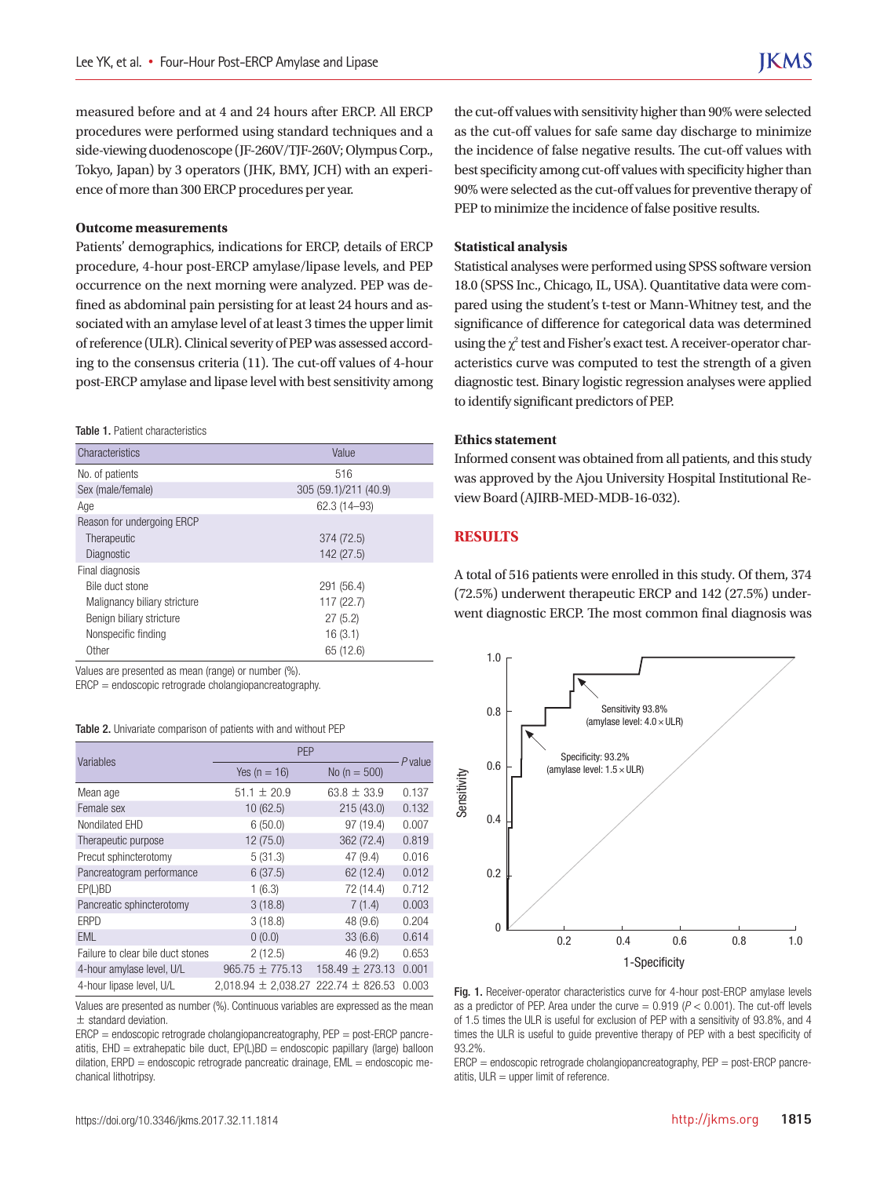measured before and at 4 and 24 hours after ERCP. All ERCP procedures were performed using standard techniques and a side-viewing duodenoscope (JF-260V/TJF-260V; Olympus Corp., Tokyo, Japan) by 3 operators (JHK, BMY, JCH) with an experience of more than 300 ERCP procedures per year.

**Outcome measurements**

Patients' demographics, indications for ERCP, details of ERCP procedure, 4-hour post-ERCP amylase/lipase levels, and PEP occurrence on the next morning were analyzed. PEP was defined as abdominal pain persisting for at least 24 hours and associated with an amylase level of at least 3 times the upper limit of reference (ULR). Clinical severity of PEP was assessed according to the consensus criteria (11). The cut-off values of 4-hour post-ERCP amylase and lipase level with best sensitivity among the cut-off values with sensitivity higher than 90% were selected as the cut-off values for safe same day discharge to minimize the incidence of false negative results. The cut-off values with best specificity among cut-off values with specificity higher than 90% were selected as the cut-off values for preventive therapy of PEP to minimize the incidence of false positive results.

**Table 1.** Patient characteristics

| Characteristics | Value |
|---|---|
| No. of patients | 516 |
| Sex (male/female) | 305 (59.1)/211 (40.9) |
| Age | 62.3 (14–93) |
| Reason for undergoing ERCP | |
| Therapeutic | 374 (72.5) |
| Diagnostic | 142 (27.5) |
| Final diagnosis | |
| Bile duct stone | 291 (56.4) |
| Malignancy biliary stricture | 117 (22.7) |
| Benign biliary stricture | 27 (5.2) |
| Nonspecific finding | 16 (3.1) |
| Other | 65 (12.6) |

Values are presented as mean (range) or number (%).
ERCP = endoscopic retrograde cholangiopancreatography.

**Table 2.** Univariate comparison of patients with and without PEP

| Variables | PEP | | *P* value |
|---|---|---|---|
| | Yes (n = 16) | No (n = 500) | |
| Mean age | 51.1 ± 20.9 | 63.8 ± 33.9 | 0.137 |
| Female sex | 10 (62.5) | 215 (43.0) | 0.132 |
| Nondilated EHD | 6 (50.0) | 97 (19.4) | 0.007 |
| Therapeutic purpose | 12 (75.0) | 362 (72.4) | 0.819 |
| Precut sphincterotomy | 5 (31.3) | 47 (9.4) | 0.016 |
| Pancreatogram performance | 6 (37.5) | 62 (12.4) | 0.012 |
| EP(L)BD | 1 (6.3) | 72 (14.4) | 0.712 |
| Pancreatic sphincterotomy | 3 (18.8) | 7 (1.4) | 0.003 |
| ERPD | 3 (18.8) | 48 (9.6) | 0.204 |
| EML | 0 (0.0) | 33 (6.6) | 0.614 |
| Failure to clear bile duct stones | 2 (12.5) | 46 (9.2) | 0.653 |
| 4-hour amylase level, U/L | 965.75 ± 775.13 | 158.49 ± 273.13 | 0.001 |
| 4-hour lipase level, U/L | 2,018.94 ± 2,038.27 | 222.74 ± 826.53 | 0.003 |

Values are presented as number (%). Continuous variables are expressed as the mean ± standard deviation.
ERCP = endoscopic retrograde cholangiopancreatography, PEP = post-ERCP pancreatitis, EHD = extrahepatic bile duct, EP(L)BD = endoscopic papillary (large) balloon dilation, ERPD = endoscopic retrograde pancreatic drainage, EML = endoscopic mechanical lithotripsy.

**Statistical analysis**

Statistical analyses were performed using SPSS software version 18.0 (SPSS Inc., Chicago, IL, USA). Quantitative data were compared using the student's t-test or Mann-Whitney test, and the significance of difference for categorical data was determined using the $\chi^2$ test and Fisher's exact test. A receiver-operator characteristics curve was computed to test the strength of a given diagnostic test. Binary logistic regression analyses were applied to identify significant predictors of PEP.

**Ethics statement**

Informed consent was obtained from all patients, and this study was approved by the Ajou University Hospital Institutional Review Board (AJIRB-MED-MDB-16-032).

## RESULTS

A total of 516 patients were enrolled in this study. Of them, 374 (72.5%) underwent therapeutic ERCP and 142 (27.5%) underwent diagnostic ERCP. The most common final diagnosis was

**Fig. 1.** Receiver-operator characteristics curve for 4-hour post-ERCP amylase levels as a predictor of PEP. Area under the curve = 0.919 ($P < 0.001$). The cut-off levels of 1.5 times the ULR is useful for exclusion of PEP with a sensitivity of 93.8%, and 4 times the ULR is useful to guide preventive therapy of PEP with a best specificity of 93.2%.
ERCP = endoscopic retrograde cholangiopancreatography, PEP = post-ERCP pancreatitis, ULR = upper limit of reference.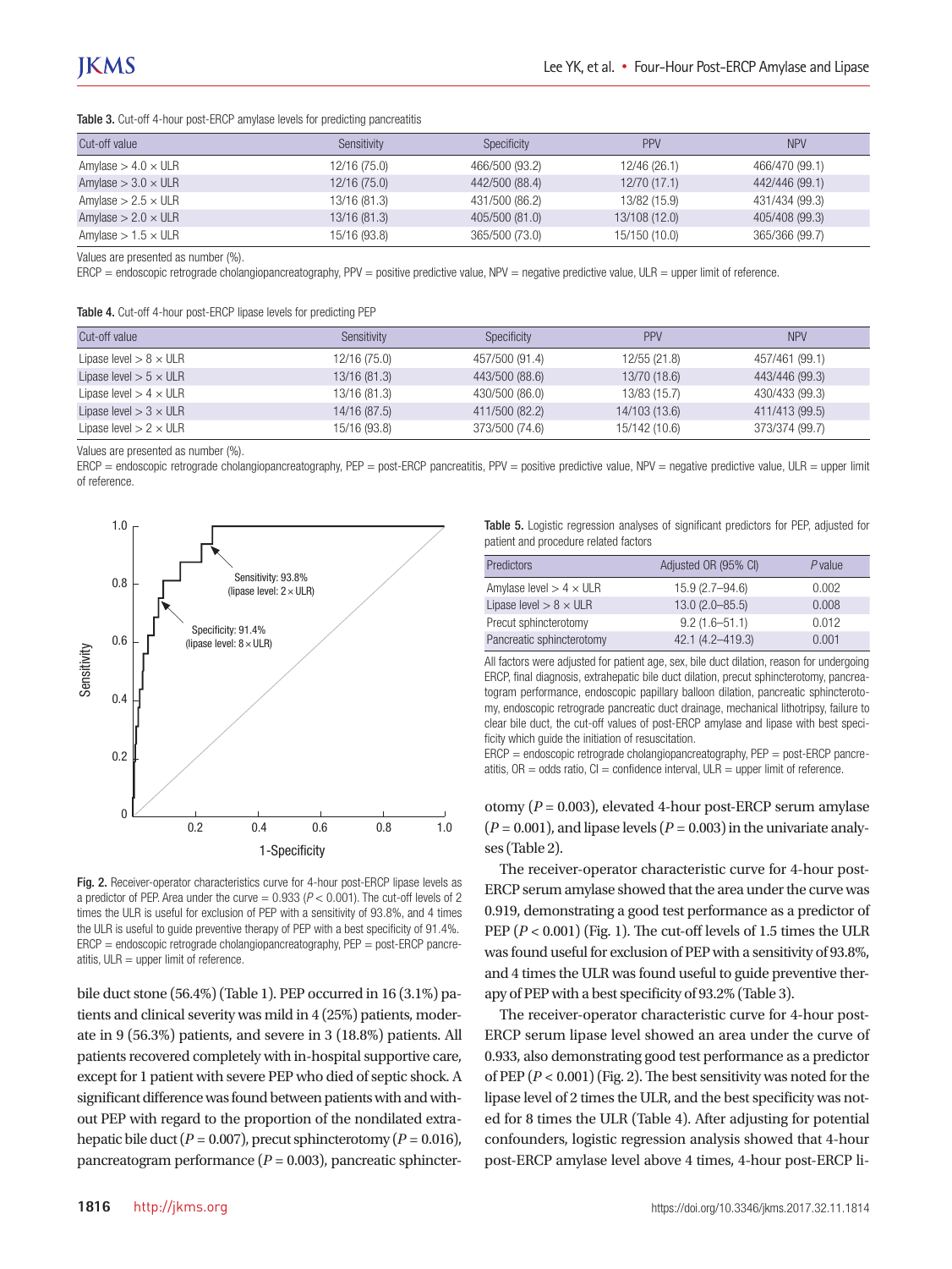**Table 3.** Cut-off 4-hour post-ERCP amylase levels for predicting pancreatitis

| Cut-off value | Sensitivity | Specificity | PPV | NPV |
|---|---|---|---|---|
| Amylase > 4.0 × ULR | 12/16 (75.0) | 466/500 (93.2) | 12/46 (26.1) | 466/470 (99.1) |
| Amylase > 3.0 × ULR | 12/16 (75.0) | 442/500 (88.4) | 12/70 (17.1) | 442/446 (99.1) |
| Amylase > 2.5 × ULR | 13/16 (81.3) | 431/500 (86.2) | 13/82 (15.9) | 431/434 (99.3) |
| Amylase > 2.0 × ULR | 13/16 (81.3) | 405/500 (81.0) | 13/108 (12.0) | 405/408 (99.3) |
| Amylase > 1.5 × ULR | 15/16 (93.8) | 365/500 (73.0) | 15/150 (10.0) | 365/366 (99.7) |

Values are presented as number (%).

ERCP = endoscopic retrograde cholangiopancreatography, PPV = positive predictive value, NPV = negative predictive value, ULR = upper limit of reference.

**Table 4.** Cut-off 4-hour post-ERCP lipase levels for predicting PEP

| Cut-off value | Sensitivity | Specificity | PPV | NPV |
|---|---|---|---|---|
| Lipase level > 8 × ULR | 12/16 (75.0) | 457/500 (91.4) | 12/55 (21.8) | 457/461 (99.1) |
| Lipase level > 5 × ULR | 13/16 (81.3) | 443/500 (88.6) | 13/70 (18.6) | 443/446 (99.3) |
| Lipase level > 4 × ULR | 13/16 (81.3) | 430/500 (86.0) | 13/83 (15.7) | 430/433 (99.3) |
| Lipase level > 3 × ULR | 14/16 (87.5) | 411/500 (82.2) | 14/103 (13.6) | 411/413 (99.5) |
| Lipase level > 2 × ULR | 15/16 (93.8) | 373/500 (74.6) | 15/142 (10.6) | 373/374 (99.7) |

Values are presented as number (%).

ERCP = endoscopic retrograde cholangiopancreatography, PEP = post-ERCP pancreatitis, PPV = positive predictive value, NPV = negative predictive value, ULR = upper limit of reference.

**Fig. 2.** Receiver-operator characteristics curve for 4-hour post-ERCP lipase levels as a predictor of PEP. Area under the curve = 0.933 ($P < 0.001$). The cut-off levels of 2 times the ULR is useful for exclusion of PEP with a sensitivity of 93.8%, and 4 times the ULR is useful to guide preventive therapy of PEP with a best specificity of 91.4%.
ERCP = endoscopic retrograde cholangiopancreatography, PEP = post-ERCP pancreatitis, ULR = upper limit of reference.

bile duct stone (56.4%) (Table 1). PEP occurred in 16 (3.1%) patients and clinical severity was mild in 4 (25%) patients, moderate in 9 (56.3%) patients, and severe in 3 (18.8%) patients. All patients recovered completely with in-hospital supportive care, except for 1 patient with severe PEP who died of septic shock. A significant difference was found between patients with and without PEP with regard to the proportion of the nondilated extrahepatic bile duct ($P = 0.007$), precut sphincterotomy ($P = 0.016$), pancreatogram performance ($P = 0.003$), pancreatic sphincterotomy ($P = 0.003$), elevated 4-hour post-ERCP serum amylase ($P = 0.001$), and lipase levels ($P = 0.003$) in the univariate analyses (Table 2).

**Table 5.** Logistic regression analyses of significant predictors for PEP, adjusted for patient and procedure related factors

| Predictors | Adjusted OR (95% CI) | *P* value |
|---|---|---|
| Amylase level > 4 × ULR | 15.9 (2.7–94.6) | 0.002 |
| Lipase level > 8 × ULR | 13.0 (2.0–85.5) | 0.008 |
| Precut sphincterotomy | 9.2 (1.6–51.1) | 0.012 |
| Pancreatic sphincterotomy | 42.1 (4.2–419.3) | 0.001 |

All factors were adjusted for patient age, sex, bile duct dilation, reason for undergoing ERCP, final diagnosis, extrahepatic bile duct dilation, precut sphincterotomy, pancreatogram performance, endoscopic papillary balloon dilation, pancreatic sphincterotomy, endoscopic retrograde pancreatic duct drainage, mechanical lithotripsy, failure to clear bile duct, the cut-off values of post-ERCP amylase and lipase with best specificity which guide the initiation of resuscitation.

ERCP = endoscopic retrograde cholangiopancreatography, PEP = post-ERCP pancreatitis, OR = odds ratio, CI = confidence interval, ULR = upper limit of reference.

The receiver-operator characteristic curve for 4-hour post-ERCP serum amylase showed that the area under the curve was 0.919, demonstrating a good test performance as a predictor of PEP ($P < 0.001$) (Fig. 1). The cut-off levels of 1.5 times the ULR was found useful for exclusion of PEP with a sensitivity of 93.8%, and 4 times the ULR was found useful to guide preventive therapy of PEP with a best specificity of 93.2% (Table 3).

The receiver-operator characteristic curve for 4-hour post-ERCP serum lipase level showed an area under the curve of 0.933, also demonstrating good test performance as a predictor of PEP ($P < 0.001$) (Fig. 2). The best sensitivity was noted for the lipase level of 2 times the ULR, and the best specificity was noted for 8 times the ULR (Table 4). After adjusting for potential confounders, logistic regression analysis showed that 4-hour post-ERCP amylase level above 4 times, 4-hour post-ERCP li-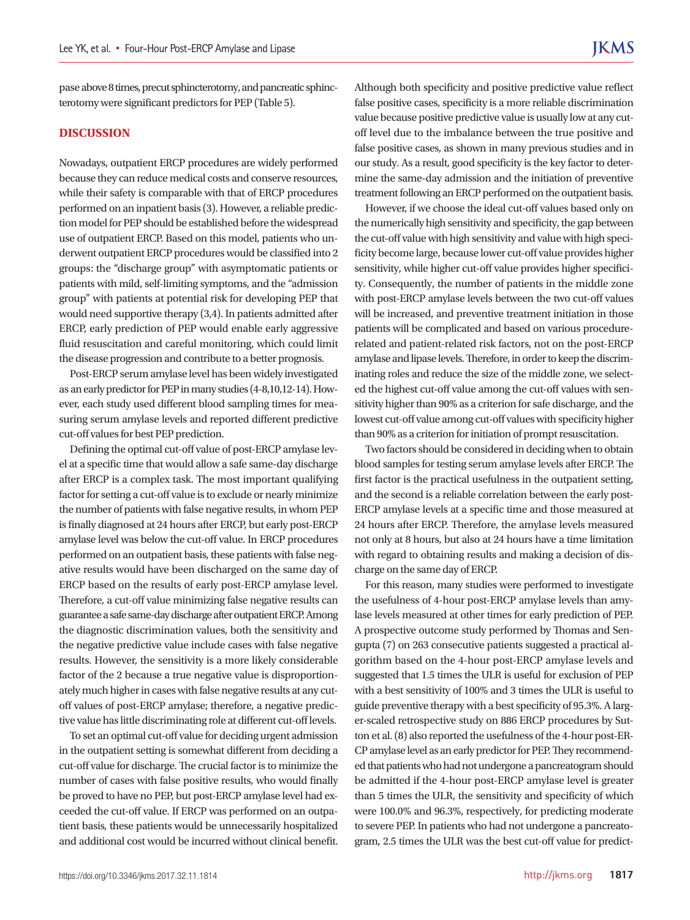pase above 8 times, precut sphincterotomy, and pancreatic sphincterotomy were significant predictors for PEP (Table 5).

## DISCUSSION

Nowadays, outpatient ERCP procedures are widely performed because they can reduce medical costs and conserve resources, while their safety is comparable with that of ERCP procedures performed on an inpatient basis (3). However, a reliable prediction model for PEP should be established before the widespread use of outpatient ERCP. Based on this model, patients who underwent outpatient ERCP procedures would be classified into 2 groups: the "discharge group" with asymptomatic patients or patients with mild, self-limiting symptoms, and the "admission group" with patients at potential risk for developing PEP that would need supportive therapy (3,4). In patients admitted after ERCP, early prediction of PEP would enable early aggressive fluid resuscitation and careful monitoring, which could limit the disease progression and contribute to a better prognosis.

Post-ERCP serum amylase level has been widely investigated as an early predictor for PEP in many studies (4-8,10,12-14). However, each study used different blood sampling times for measuring serum amylase levels and reported different predictive cut-off values for best PEP prediction.

Defining the optimal cut-off value of post-ERCP amylase level at a specific time that would allow a safe same-day discharge after ERCP is a complex task. The most important qualifying factor for setting a cut-off value is to exclude or nearly minimize the number of patients with false negative results, in whom PEP is finally diagnosed at 24 hours after ERCP, but early post-ERCP amylase level was below the cut-off value. In ERCP procedures performed on an outpatient basis, these patients with false negative results would have been discharged on the same day of ERCP based on the results of early post-ERCP amylase level. Therefore, a cut-off value minimizing false negative results can guarantee a safe same-day discharge after outpatient ERCP. Among the diagnostic discrimination values, both the sensitivity and the negative predictive value include cases with false negative results. However, the sensitivity is a more likely considerable factor of the 2 because a true negative value is disproportionately much higher in cases with false negative results at any cut-off values of post-ERCP amylase; therefore, a negative predictive value has little discriminating role at different cut-off levels.

To set an optimal cut-off value for deciding urgent admission in the outpatient setting is somewhat different from deciding a cut-off value for discharge. The crucial factor is to minimize the number of cases with false positive results, who would finally be proved to have no PEP, but post-ERCP amylase level had exceeded the cut-off value. If ERCP was performed on an outpatient basis, these patients would be unnecessarily hospitalized and additional cost would be incurred without clinical benefit. Although both specificity and positive predictive value reflect false positive cases, specificity is a more reliable discrimination value because positive predictive value is usually low at any cut-off level due to the imbalance between the true positive and false positive cases, as shown in many previous studies and in our study. As a result, good specificity is the key factor to determine the same-day admission and the initiation of preventive treatment following an ERCP performed on the outpatient basis.

However, if we choose the ideal cut-off values based only on the numerically high sensitivity and specificity, the gap between the cut-off value with high sensitivity and value with high specificity become large, because lower cut-off value provides higher sensitivity, while higher cut-off value provides higher specificity. Consequently, the number of patients in the middle zone with post-ERCP amylase levels between the two cut-off values will be increased, and preventive treatment initiation in those patients will be complicated and based on various procedure-related and patient-related risk factors, not on the post-ERCP amylase and lipase levels. Therefore, in order to keep the discriminating roles and reduce the size of the middle zone, we selected the highest cut-off value among the cut-off values with sensitivity higher than 90% as a criterion for safe discharge, and the lowest cut-off value among cut-off values with specificity higher than 90% as a criterion for initiation of prompt resuscitation.

Two factors should be considered in deciding when to obtain blood samples for testing serum amylase levels after ERCP. The first factor is the practical usefulness in the outpatient setting, and the second is a reliable correlation between the early post-ERCP amylase levels at a specific time and those measured at 24 hours after ERCP. Therefore, the amylase levels measured not only at 8 hours, but also at 24 hours have a time limitation with regard to obtaining results and making a decision of discharge on the same day of ERCP.

For this reason, many studies were performed to investigate the usefulness of 4-hour post-ERCP amylase levels than amylase levels measured at other times for early prediction of PEP. A prospective outcome study performed by Thomas and Sengupta (7) on 263 consecutive patients suggested a practical algorithm based on the 4-hour post-ERCP amylase levels and suggested that 1.5 times the ULR is useful for exclusion of PEP with a best sensitivity of 100% and 3 times the ULR is useful to guide preventive therapy with a best specificity of 95.3%. A larger-scaled retrospective study on 886 ERCP procedures by Sutton et al. (8) also reported the usefulness of the 4-hour post-ERCP amylase level as an early predictor for PEP. They recommended that patients who had not undergone a pancreatogram should be admitted if the 4-hour post-ERCP amylase level is greater than 5 times the ULR, the sensitivity and specificity of which were 100.0% and 96.3%, respectively, for predicting moderate to severe PEP. In patients who had not undergone a pancreatogram, 2.5 times the ULR was the best cut-off value for predict-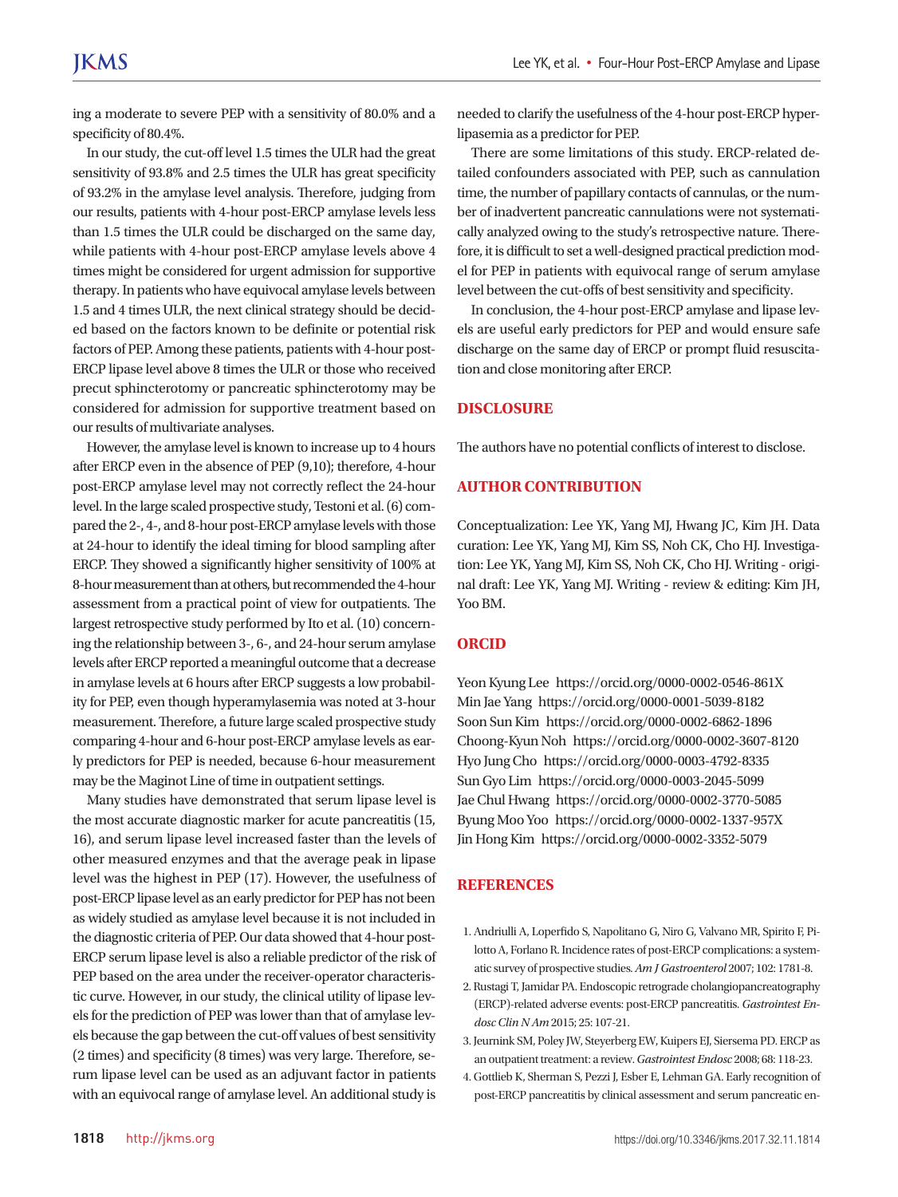ing a moderate to severe PEP with a sensitivity of 80.0% and a specificity of 80.4%.

In our study, the cut-off level 1.5 times the ULR had the great sensitivity of 93.8% and 2.5 times the ULR has great specificity of 93.2% in the amylase level analysis. Therefore, judging from our results, patients with 4-hour post-ERCP amylase levels less than 1.5 times the ULR could be discharged on the same day, while patients with 4-hour post-ERCP amylase levels above 4 times might be considered for urgent admission for supportive therapy. In patients who have equivocal amylase levels between 1.5 and 4 times ULR, the next clinical strategy should be decided based on the factors known to be definite or potential risk factors of PEP. Among these patients, patients with 4-hour post-ERCP lipase level above 8 times the ULR or those who received precut sphincterotomy or pancreatic sphincterotomy may be considered for admission for supportive treatment based on our results of multivariate analyses.

However, the amylase level is known to increase up to 4 hours after ERCP even in the absence of PEP (9,10); therefore, 4-hour post-ERCP amylase level may not correctly reflect the 24-hour level. In the large scaled prospective study, Testoni et al. (6) compared the 2-, 4-, and 8-hour post-ERCP amylase levels with those at 24-hour to identify the ideal timing for blood sampling after ERCP. They showed a significantly higher sensitivity of 100% at 8-hour measurement than at others, but recommended the 4-hour assessment from a practical point of view for outpatients. The largest retrospective study performed by Ito et al. (10) concerning the relationship between 3-, 6-, and 24-hour serum amylase levels after ERCP reported a meaningful outcome that a decrease in amylase levels at 6 hours after ERCP suggests a low probability for PEP, even though hyperamylasemia was noted at 3-hour measurement. Therefore, a future large scaled prospective study comparing 4-hour and 6-hour post-ERCP amylase levels as early predictors for PEP is needed, because 6-hour measurement may be the Maginot Line of time in outpatient settings.

Many studies have demonstrated that serum lipase level is the most accurate diagnostic marker for acute pancreatitis (15, 16), and serum lipase level increased faster than the levels of other measured enzymes and that the average peak in lipase level was the highest in PEP (17). However, the usefulness of post-ERCP lipase level as an early predictor for PEP has not been as widely studied as amylase level because it is not included in the diagnostic criteria of PEP. Our data showed that 4-hour post-ERCP serum lipase level is also a reliable predictor of the risk of PEP based on the area under the receiver-operator characteristic curve. However, in our study, the clinical utility of lipase levels for the prediction of PEP was lower than that of amylase levels because the gap between the cut-off values of best sensitivity (2 times) and specificity (8 times) was very large. Therefore, serum lipase level can be used as an adjuvant factor in patients with an equivocal range of amylase level. An additional study is needed to clarify the usefulness of the 4-hour post-ERCP hyperlipasemia as a predictor for PEP.

There are some limitations of this study. ERCP-related detailed confounders associated with PEP, such as cannulation time, the number of papillary contacts of cannulas, or the number of inadvertent pancreatic cannulations were not systematically analyzed owing to the study's retrospective nature. Therefore, it is difficult to set a well-designed practical prediction model for PEP in patients with equivocal range of serum amylase level between the cut-offs of best sensitivity and specificity.

In conclusion, the 4-hour post-ERCP amylase and lipase levels are useful early predictors for PEP and would ensure safe discharge on the same day of ERCP or prompt fluid resuscitation and close monitoring after ERCP.

## DISCLOSURE

The authors have no potential conflicts of interest to disclose.

## AUTHOR CONTRIBUTION

Conceptualization: Lee YK, Yang MJ, Hwang JC, Kim JH. Data curation: Lee YK, Yang MJ, Kim SS, Noh CK, Cho HJ. Investigation: Lee YK, Yang MJ, Kim SS, Noh CK, Cho HJ. Writing - original draft: Lee YK, Yang MJ. Writing - review & editing: Kim JH, Yoo BM.

## ORCID

Yeon Kyung Lee https://orcid.org/0000-0002-0546-861X
Min Jae Yang https://orcid.org/0000-0001-5039-8182
Soon Sun Kim https://orcid.org/0000-0002-6862-1896
Choong-Kyun Noh https://orcid.org/0000-0002-3607-8120
Hyo Jung Cho https://orcid.org/0000-0003-4792-8335
Sun Gyo Lim https://orcid.org/0000-0003-2045-5099
Jae Chul Hwang https://orcid.org/0000-0002-3770-5085
Byung Moo Yoo https://orcid.org/0000-0002-1337-957X
Jin Hong Kim https://orcid.org/0000-0002-3352-5079

## REFERENCES

1. Andriulli A, Loperfido S, Napolitano G, Niro G, Valvano MR, Spirito F, Pilotto A, Forlano R. Incidence rates of post-ERCP complications: a systematic survey of prospective studies. *Am J Gastroenterol* 2007; 102: 1781-8.
2. Rustagi T, Jamidar PA. Endoscopic retrograde cholangiopancreatography (ERCP)-related adverse events: post-ERCP pancreatitis. *Gastrointest Endosc Clin N Am* 2015; 25: 107-21.
3. Jeurnink SM, Poley JW, Steyerberg EW, Kuipers EJ, Siersema PD. ERCP as an outpatient treatment: a review. *Gastrointest Endosc* 2008; 68: 118-23.
4. Gottlieb K, Sherman S, Pezzi J, Esber E, Lehman GA. Early recognition of post-ERCP pancreatitis by clinical assessment and serum pancreatic en-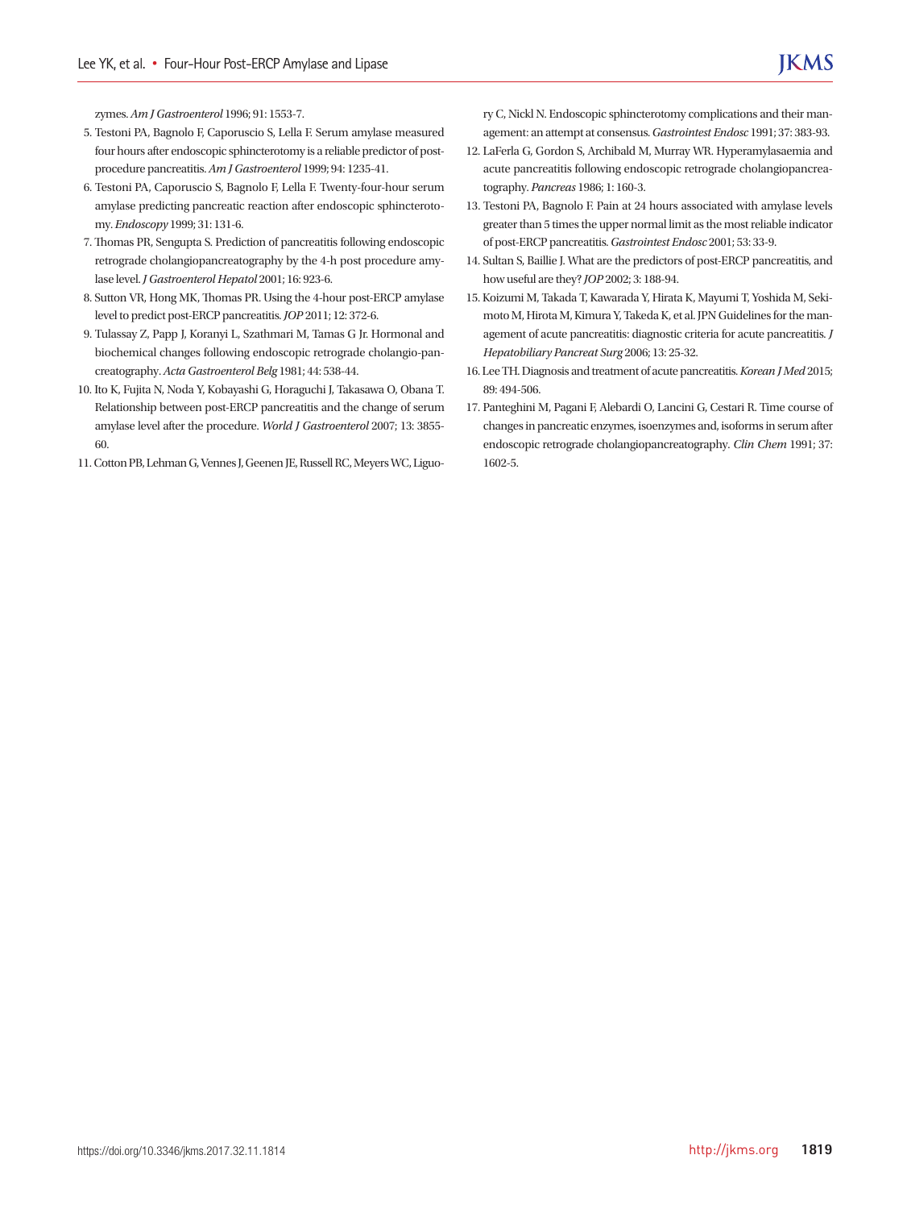zymes. *Am J Gastroenterol* 1996; 91: 1553-7.

5. Testoni PA, Bagnolo F, Caporuscio S, Lella F. Serum amylase measured four hours after endoscopic sphincterotomy is a reliable predictor of post-procedure pancreatitis. *Am J Gastroenterol* 1999; 94: 1235-41.
6. Testoni PA, Caporuscio S, Bagnolo F, Lella F. Twenty-four-hour serum amylase predicting pancreatic reaction after endoscopic sphincterotomy. *Endoscopy* 1999; 31: 131-6.
7. Thomas PR, Sengupta S. Prediction of pancreatitis following endoscopic retrograde cholangiopancreatography by the 4-h post procedure amylase level. *J Gastroenterol Hepatol* 2001; 16: 923-6.
8. Sutton VR, Hong MK, Thomas PR. Using the 4-hour post-ERCP amylase level to predict post-ERCP pancreatitis. *JOP* 2011; 12: 372-6.
9. Tulassay Z, Papp J, Koranyi L, Szathmari M, Tamas G Jr. Hormonal and biochemical changes following endoscopic retrograde cholangio-pancreatography. *Acta Gastroenterol Belg* 1981; 44: 538-44.
10. Ito K, Fujita N, Noda Y, Kobayashi G, Horaguchi J, Takasawa O, Obana T. Relationship between post-ERCP pancreatitis and the change of serum amylase level after the procedure. *World J Gastroenterol* 2007; 13: 3855-60.
11. Cotton PB, Lehman G, Vennes J, Geenen JE, Russell RC, Meyers WC, Liguory C, Nickl N. Endoscopic sphincterotomy complications and their management: an attempt at consensus. *Gastrointest Endosc* 1991; 37: 383-93.
12. LaFerla G, Gordon S, Archibald M, Murray WR. Hyperamylasaemia and acute pancreatitis following endoscopic retrograde cholangiopancreatography. *Pancreas* 1986; 1: 160-3.
13. Testoni PA, Bagnolo F. Pain at 24 hours associated with amylase levels greater than 5 times the upper normal limit as the most reliable indicator of post-ERCP pancreatitis. *Gastrointest Endosc* 2001; 53: 33-9.
14. Sultan S, Baillie J. What are the predictors of post-ERCP pancreatitis, and how useful are they? *JOP* 2002; 3: 188-94.
15. Koizumi M, Takada T, Kawarada Y, Hirata K, Mayumi T, Yoshida M, Sekimoto M, Hirota M, Kimura Y, Takeda K, et al. JPN Guidelines for the management of acute pancreatitis: diagnostic criteria for acute pancreatitis. *J Hepatobiliary Pancreat Surg* 2006; 13: 25-32.
16. Lee TH. Diagnosis and treatment of acute pancreatitis. *Korean J Med* 2015; 89: 494-506.
17. Panteghini M, Pagani F, Alebardi O, Lancini G, Cestari R. Time course of changes in pancreatic enzymes, isoenzymes and, isoforms in serum after endoscopic retrograde cholangiopancreatography. *Clin Chem* 1991; 37: 1602-5.